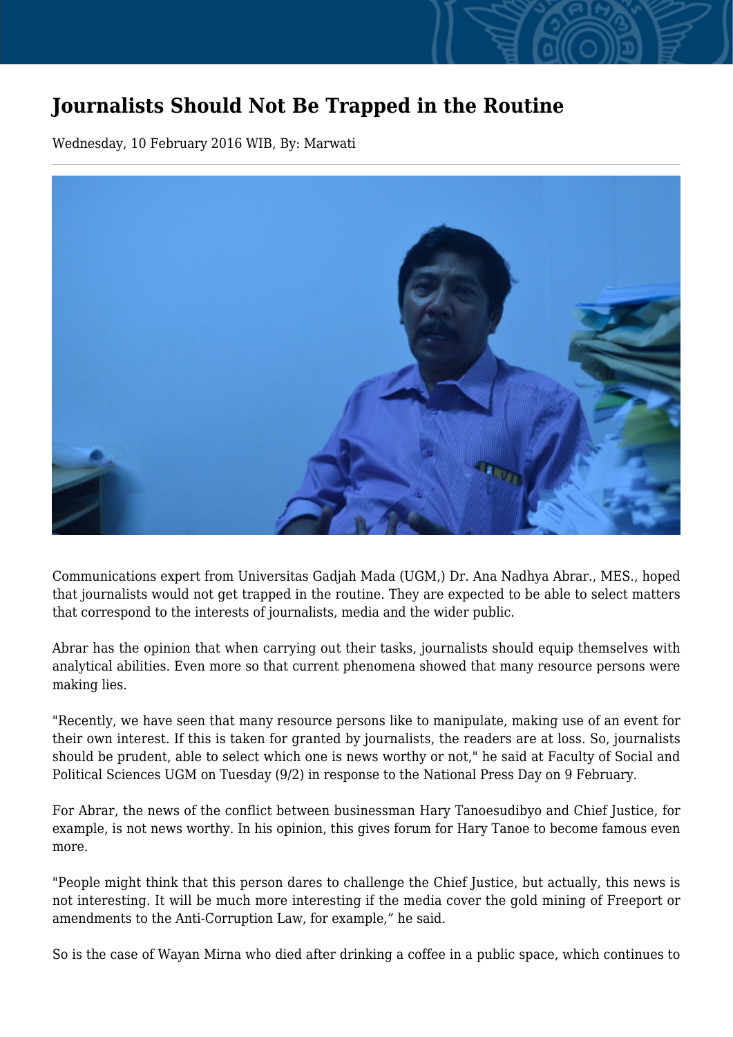# Journalists Should Not Be Trapped in the Routine

Wednesday, 10 February 2016 WIB, By: Marwati

Communications expert from Universitas Gadjah Mada (UGM,) Dr. Ana Nadhya Abrar., MES., hoped that journalists would not get trapped in the routine. They are expected to be able to select matters that correspond to the interests of journalists, media and the wider public.

Abrar has the opinion that when carrying out their tasks, journalists should equip themselves with analytical abilities. Even more so that current phenomena showed that many resource persons were making lies.

"Recently, we have seen that many resource persons like to manipulate, making use of an event for their own interest. If this is taken for granted by journalists, the readers are at loss. So, journalists should be prudent, able to select which one is news worthy or not," he said at Faculty of Social and Political Sciences UGM on Tuesday (9/2) in response to the National Press Day on 9 February.

For Abrar, the news of the conflict between businessman Hary Tanoesudibyo and Chief Justice, for example, is not news worthy. In his opinion, this gives forum for Hary Tanoe to become famous even more.

"People might think that this person dares to challenge the Chief Justice, but actually, this news is not interesting. It will be much more interesting if the media cover the gold mining of Freeport or amendments to the Anti-Corruption Law, for example," he said.

So is the case of Wayan Mirna who died after drinking a coffee in a public space, which continues to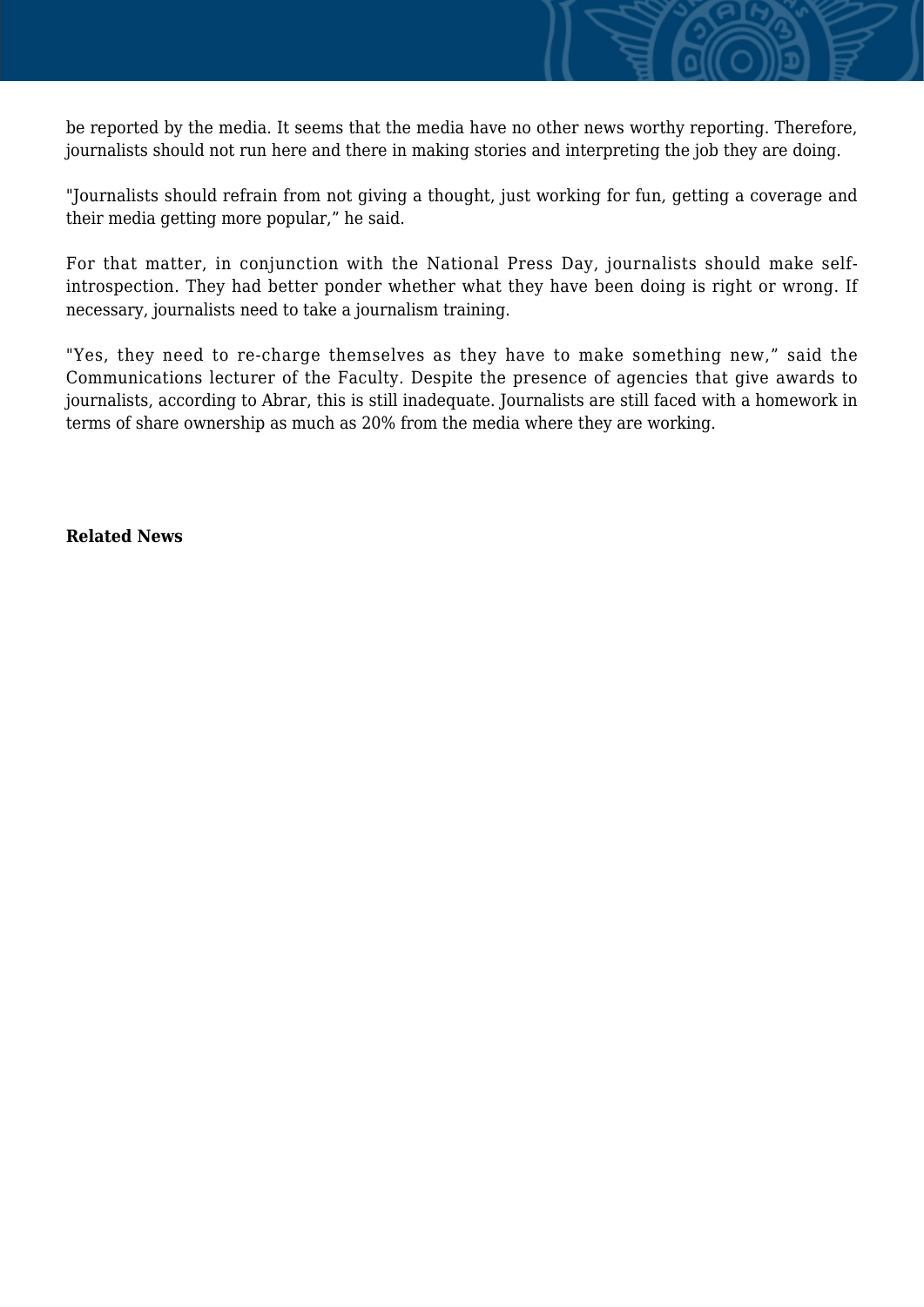be reported by the media. It seems that the media have no other news worthy reporting. Therefore, journalists should not run here and there in making stories and interpreting the job they are doing.

"Journalists should refrain from not giving a thought, just working for fun, getting a coverage and their media getting more popular," he said.

For that matter, in conjunction with the National Press Day, journalists should make self-introspection. They had better ponder whether what they have been doing is right or wrong. If necessary, journalists need to take a journalism training.

"Yes, they need to re-charge themselves as they have to make something new," said the Communications lecturer of the Faculty. Despite the presence of agencies that give awards to journalists, according to Abrar, this is still inadequate. Journalists are still faced with a homework in terms of share ownership as much as 20% from the media where they are working.

**Related News**